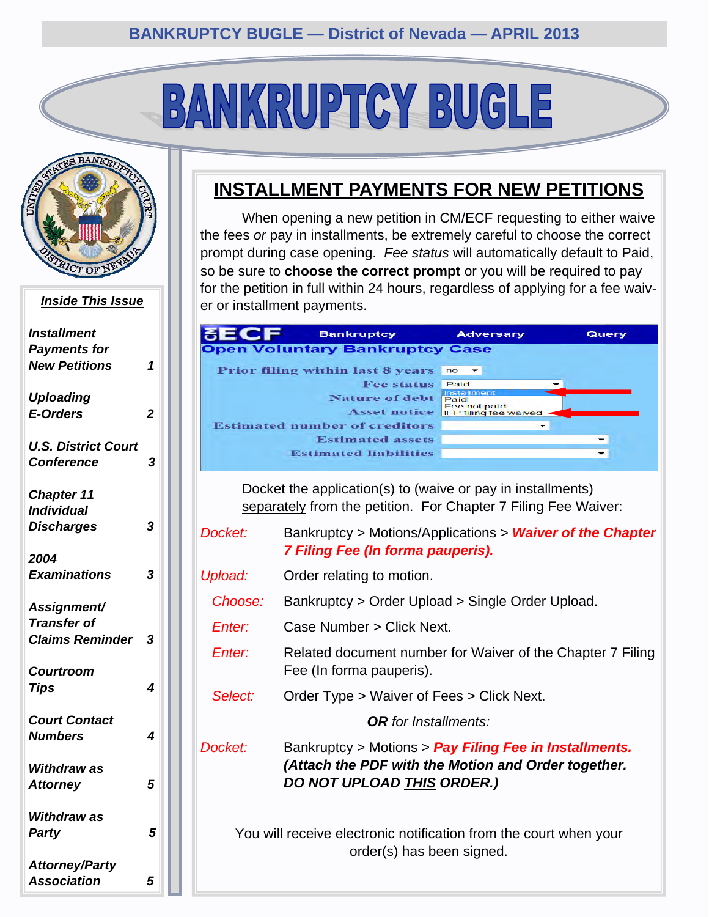# BANKRUPTCY BUGLE

## Inside This Issue

| | |
|---|---|
| *Installment Payments for New Petitions* | *1* |
| *Uploading E-Orders* | *2* |
| *U.S. District Court Conference* | *3* |
| *Chapter 11 Individual Discharges* | *3* |
| *2004 Examinations* | *3* |
| *Assignment/ Transfer of Claims Reminder* | *3* |
| *Courtroom Tips* | *4* |
| *Court Contact Numbers* | *4* |
| *Withdraw as Attorney* | *5* |
| *Withdraw as Party* | *5* |
| *Attorney/Party Association* | *5* |

## INSTALLMENT PAYMENTS FOR NEW PETITIONS

When opening a new petition in CM/ECF requesting to either waive the fees *or* pay in installments, be extremely careful to choose the correct prompt during case opening. *Fee status* will automatically default to Paid, so be sure to **choose the correct prompt** or you will be required to pay for the petition in full within 24 hours, regardless of applying for a fee waiver or installment payments.

Docket the application(s) to (waive or pay in installments) separately from the petition. For Chapter 7 Filing Fee Waiver:

*Docket:* Bankruptcy > Motions/Applications > ***Waiver of the Chapter 7 Filing Fee (In forma pauperis).***

*Upload:* Order relating to motion.

*Choose:* Bankruptcy > Order Upload > Single Order Upload.

*Enter:* Case Number > Click Next.

*Enter:* Related document number for Waiver of the Chapter 7 Filing Fee (In forma pauperis).

*Select:* Order Type > Waiver of Fees > Click Next.

***OR** for Installments:*

*Docket:* Bankruptcy > Motions > ***Pay Filing Fee in Installments.*** ***(Attach the PDF with the Motion and Order together. DO NOT UPLOAD THIS ORDER.)***

You will receive electronic notification from the court when your order(s) has been signed.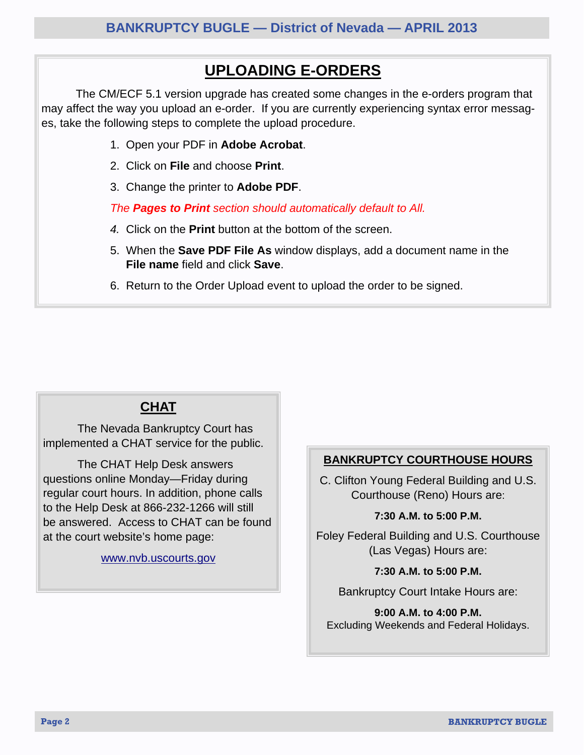## UPLOADING E-ORDERS

The CM/ECF 5.1 version upgrade has created some changes in the e-orders program that may affect the way you upload an e-order. If you are currently experiencing syntax error messages, take the following steps to complete the upload procedure.

1. Open your PDF in **Adobe Acrobat**.
2. Click on **File** and choose **Print**.
3. Change the printer to **Adobe PDF**.

*The **Pages to Print** section should automatically default to All.*

4. Click on the **Print** button at the bottom of the screen.
5. When the **Save PDF File As** window displays, add a document name in the **File name** field and click **Save**.
6. Return to the Order Upload event to upload the order to be signed.

## CHAT

The Nevada Bankruptcy Court has implemented a CHAT service for the public.

The CHAT Help Desk answers questions online Monday—Friday during regular court hours. In addition, phone calls to the Help Desk at 866-232-1266 will still be answered. Access to CHAT can be found at the court website's home page:

www.nvb.uscourts.gov

## BANKRUPTCY COURTHOUSE HOURS

C. Clifton Young Federal Building and U.S. Courthouse (Reno) Hours are:

**7:30 A.M. to 5:00 P.M.**

Foley Federal Building and U.S. Courthouse (Las Vegas) Hours are:

**7:30 A.M. to 5:00 P.M.**

Bankruptcy Court Intake Hours are:

**9:00 A.M. to 4:00 P.M.**
Excluding Weekends and Federal Holidays.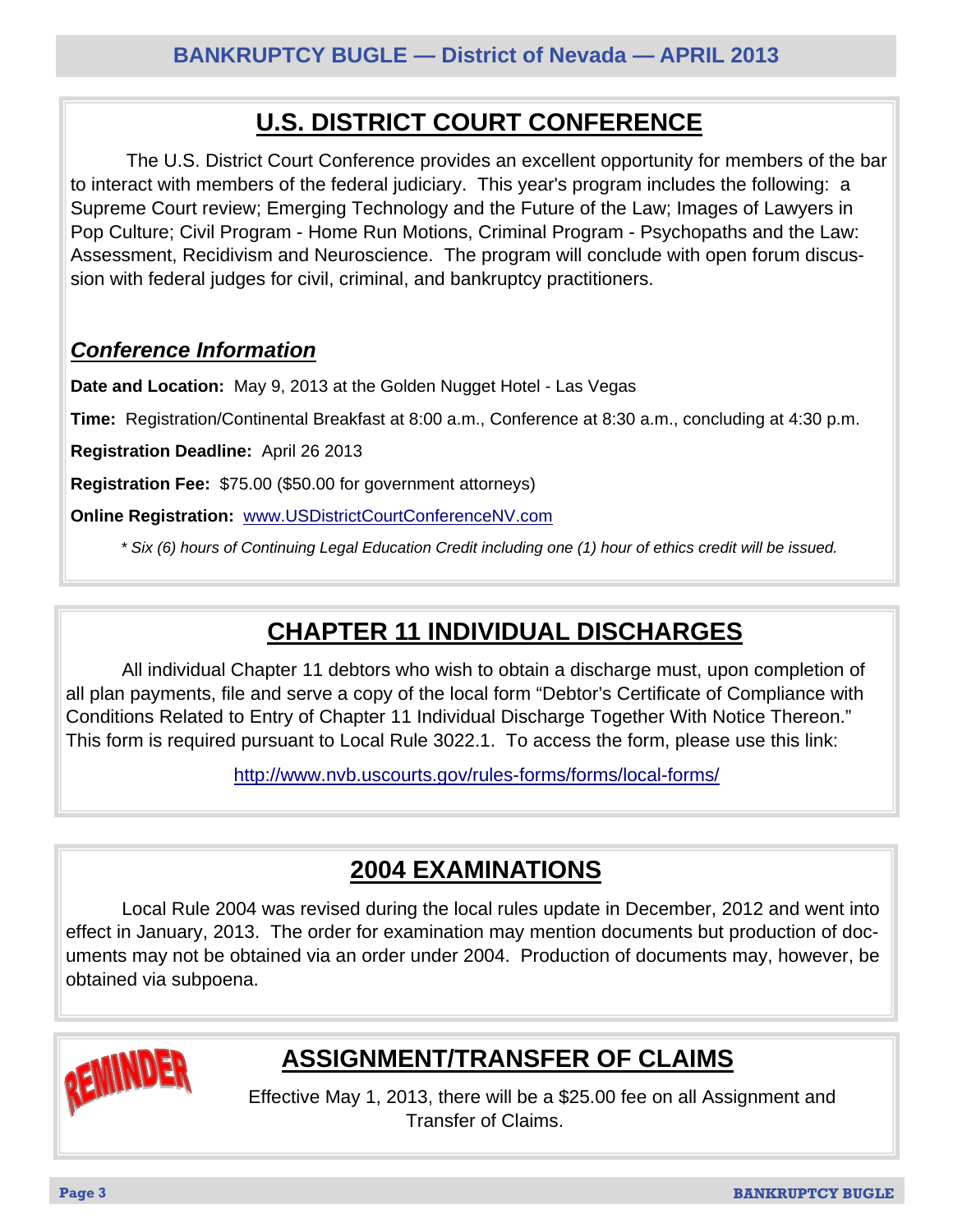## U.S. DISTRICT COURT CONFERENCE

The U.S. District Court Conference provides an excellent opportunity for members of the bar to interact with members of the federal judiciary. This year's program includes the following: a Supreme Court review; Emerging Technology and the Future of the Law; Images of Lawyers in Pop Culture; Civil Program - Home Run Motions, Criminal Program - Psychopaths and the Law: Assessment, Recidivism and Neuroscience. The program will conclude with open forum discussion with federal judges for civil, criminal, and bankruptcy practitioners.

### *Conference Information*

**Date and Location:** May 9, 2013 at the Golden Nugget Hotel - Las Vegas

**Time:** Registration/Continental Breakfast at 8:00 a.m., Conference at 8:30 a.m., concluding at 4:30 p.m.

**Registration Deadline:** April 26 2013

**Registration Fee:** $75.00 ($50.00 for government attorneys)

**Online Registration:** www.USDistrictCourtConferenceNV.com

*\* Six (6) hours of Continuing Legal Education Credit including one (1) hour of ethics credit will be issued.*

## CHAPTER 11 INDIVIDUAL DISCHARGES

All individual Chapter 11 debtors who wish to obtain a discharge must, upon completion of all plan payments, file and serve a copy of the local form "Debtor's Certificate of Compliance with Conditions Related to Entry of Chapter 11 Individual Discharge Together With Notice Thereon." This form is required pursuant to Local Rule 3022.1. To access the form, please use this link:

http://www.nvb.uscourts.gov/rules-forms/forms/local-forms/

## 2004 EXAMINATIONS

Local Rule 2004 was revised during the local rules update in December, 2012 and went into effect in January, 2013. The order for examination may mention documents but production of documents may not be obtained via an order under 2004. Production of documents may, however, be obtained via subpoena.

REMINDER

## ASSIGNMENT/TRANSFER OF CLAIMS

Effective May 1, 2013, there will be a $25.00 fee on all Assignment and Transfer of Claims.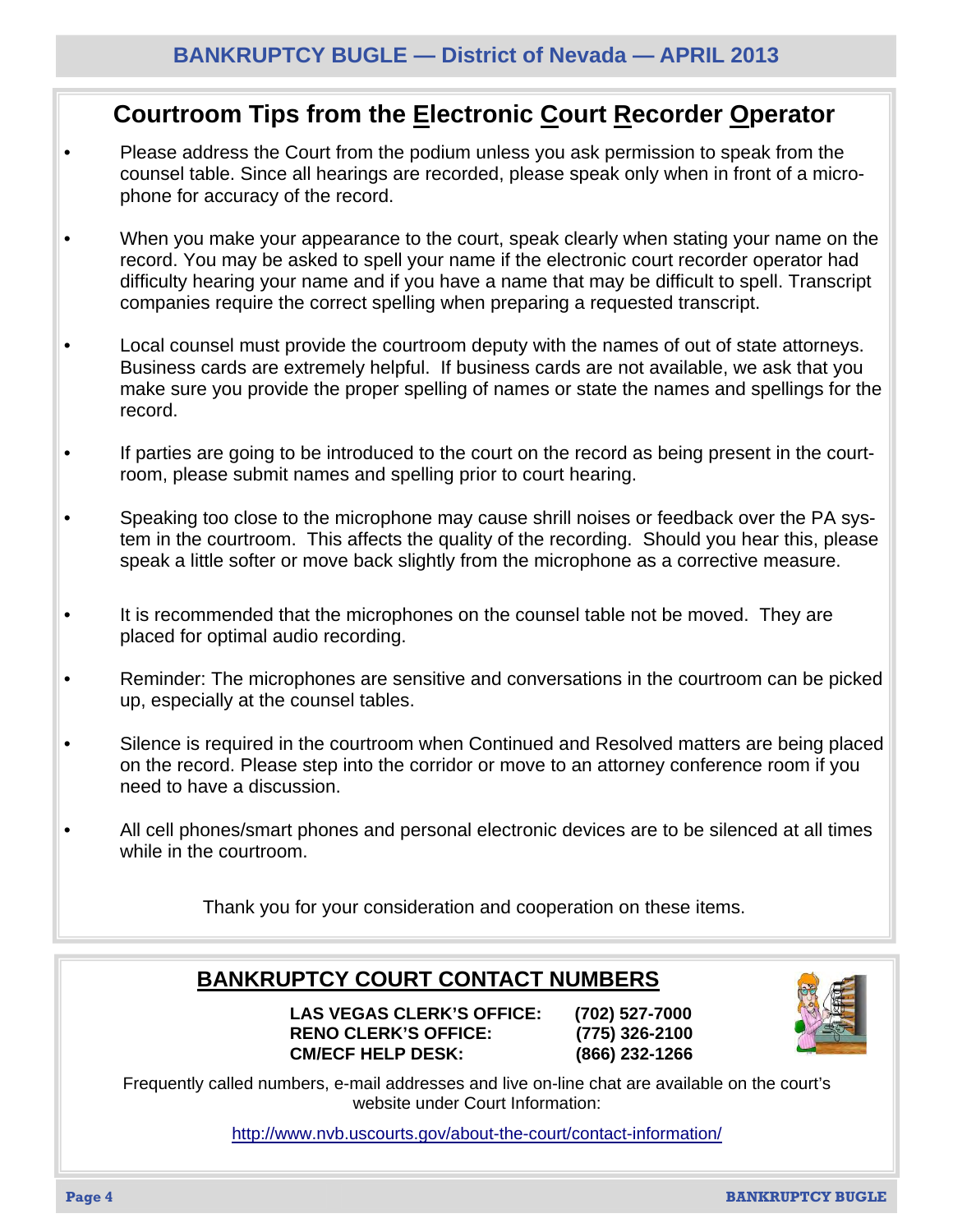## Courtroom Tips from the Electronic Court Recorder Operator

- Please address the Court from the podium unless you ask permission to speak from the counsel table. Since all hearings are recorded, please speak only when in front of a microphone for accuracy of the record.
- When you make your appearance to the court, speak clearly when stating your name on the record. You may be asked to spell your name if the electronic court recorder operator had difficulty hearing your name and if you have a name that may be difficult to spell. Transcript companies require the correct spelling when preparing a requested transcript.
- Local counsel must provide the courtroom deputy with the names of out of state attorneys. Business cards are extremely helpful. If business cards are not available, we ask that you make sure you provide the proper spelling of names or state the names and spellings for the record.
- If parties are going to be introduced to the court on the record as being present in the courtroom, please submit names and spelling prior to court hearing.
- Speaking too close to the microphone may cause shrill noises or feedback over the PA system in the courtroom. This affects the quality of the recording. Should you hear this, please speak a little softer or move back slightly from the microphone as a corrective measure.
- It is recommended that the microphones on the counsel table not be moved. They are placed for optimal audio recording.
- Reminder: The microphones are sensitive and conversations in the courtroom can be picked up, especially at the counsel tables.
- Silence is required in the courtroom when Continued and Resolved matters are being placed on the record. Please step into the corridor or move to an attorney conference room if you need to have a discussion.
- All cell phones/smart phones and personal electronic devices are to be silenced at all times while in the courtroom.

Thank you for your consideration and cooperation on these items.

## BANKRUPTCY COURT CONTACT NUMBERS

**LAS VEGAS CLERK'S OFFICE: (702) 527-7000**
**RENO CLERK'S OFFICE: (775) 326-2100**
**CM/ECF HELP DESK: (866) 232-1266**

Frequently called numbers, e-mail addresses and live on-line chat are available on the court's website under Court Information:

http://www.nvb.uscourts.gov/about-the-court/contact-information/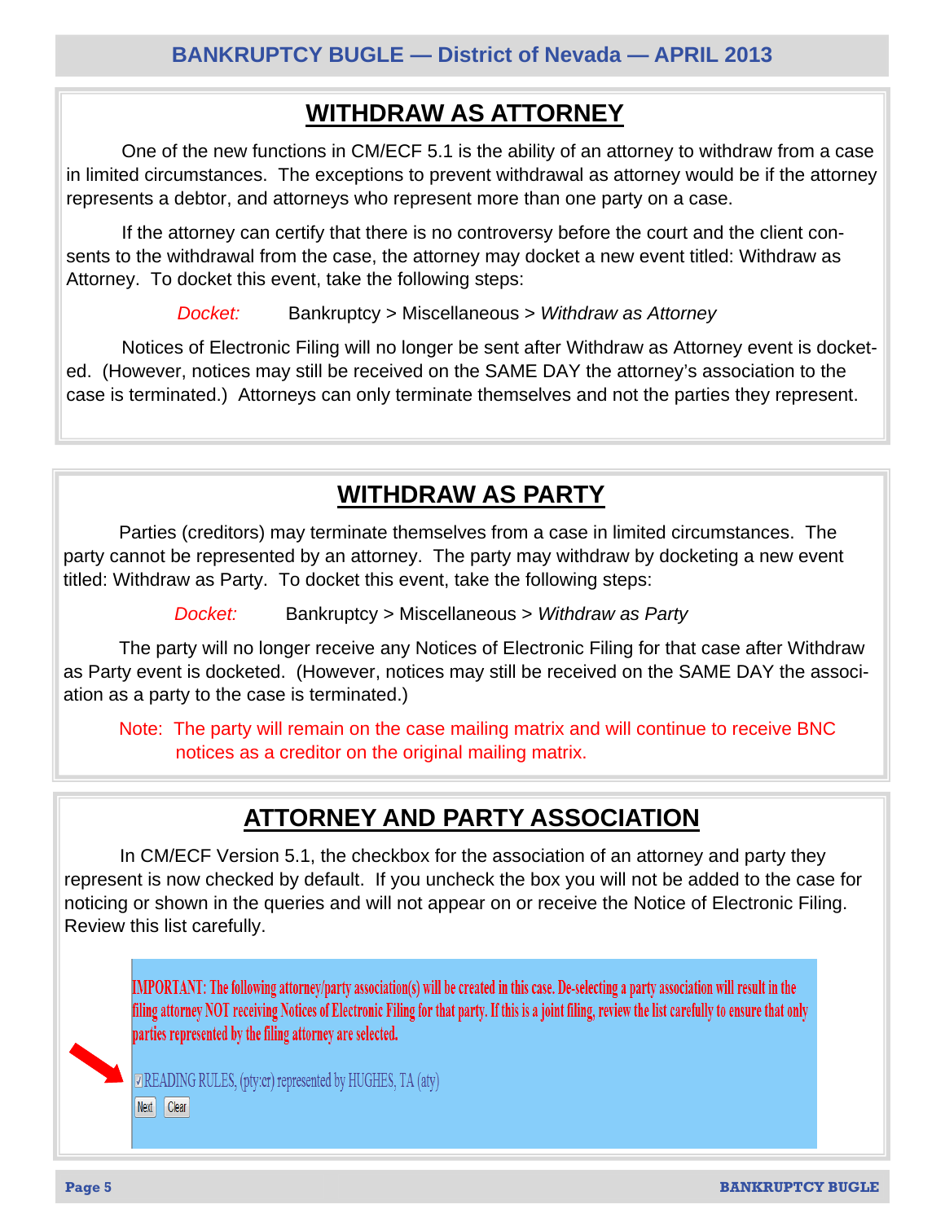## WITHDRAW AS ATTORNEY

One of the new functions in CM/ECF 5.1 is the ability of an attorney to withdraw from a case in limited circumstances. The exceptions to prevent withdrawal as attorney would be if the attorney represents a debtor, and attorneys who represent more than one party on a case.

If the attorney can certify that there is no controversy before the court and the client consents to the withdrawal from the case, the attorney may docket a new event titled: Withdraw as Attorney. To docket this event, take the following steps:

Docket: Bankruptcy > Miscellaneous > *Withdraw as Attorney*

Notices of Electronic Filing will no longer be sent after Withdraw as Attorney event is docketed. (However, notices may still be received on the SAME DAY the attorney's association to the case is terminated.) Attorneys can only terminate themselves and not the parties they represent.

## WITHDRAW AS PARTY

Parties (creditors) may terminate themselves from a case in limited circumstances. The party cannot be represented by an attorney. The party may withdraw by docketing a new event titled: Withdraw as Party. To docket this event, take the following steps:

Docket: Bankruptcy > Miscellaneous > *Withdraw as Party*

The party will no longer receive any Notices of Electronic Filing for that case after Withdraw as Party event is docketed. (However, notices may still be received on the SAME DAY the association as a party to the case is terminated.)

Note: The party will remain on the case mailing matrix and will continue to receive BNC notices as a creditor on the original mailing matrix.

## ATTORNEY AND PARTY ASSOCIATION

In CM/ECF Version 5.1, the checkbox for the association of an attorney and party they represent is now checked by default. If you uncheck the box you will not be added to the case for noticing or shown in the queries and will not appear on or receive the Notice of Electronic Filing. Review this list carefully.

IMPORTANT: The following attorney/party association(s) will be created in this case. De-selecting a party association will result in the filing attorney NOT receiving Notices of Electronic Filing for that party. If this is a joint filing, review the list carefully to ensure that only parties represented by the filing attorney are selected.

☑ READING RULES, (pty:cr) represented by HUGHES, TA (aty)

Next Clear